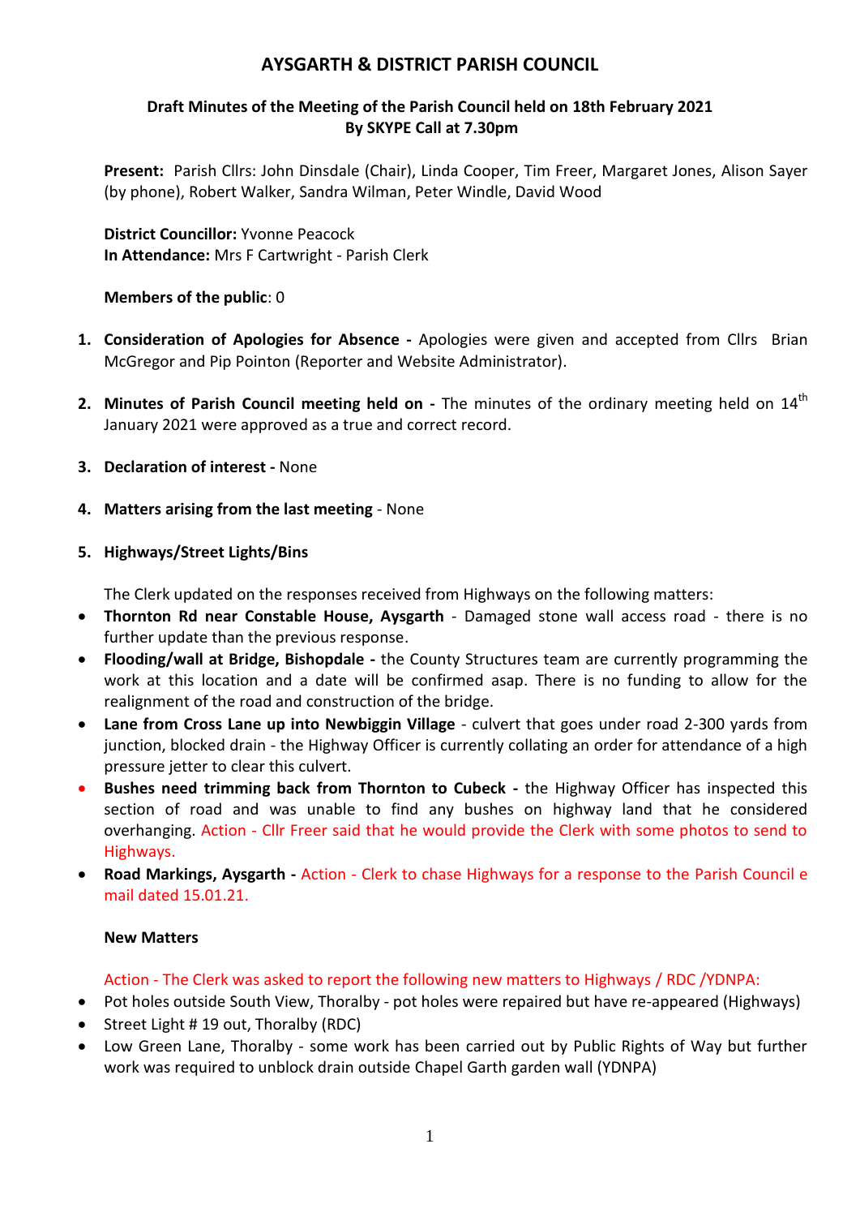# AYSGARTH & DISTRICT PARISH COUNCIL

### Draft Minutes of the Meeting of the Parish Council held on 18th February 2021
### By SKYPE Call at 7.30pm

**Present:** Parish Cllrs: John Dinsdale (Chair), Linda Cooper, Tim Freer, Margaret Jones, Alison Sayer (by phone), Robert Walker, Sandra Wilman, Peter Windle, David Wood

**District Councillor:** Yvonne Peacock
**In Attendance:** Mrs F Cartwright - Parish Clerk

**Members of the public**: 0

1. **Consideration of Apologies for Absence -** Apologies were given and accepted from Cllrs Brian McGregor and Pip Pointon (Reporter and Website Administrator).

2. **Minutes of Parish Council meeting held on -** The minutes of the ordinary meeting held on 14th January 2021 were approved as a true and correct record.

3. **Declaration of interest -** None

4. **Matters arising from the last meeting** - None

5. **Highways/Street Lights/Bins**

   The Clerk updated on the responses received from Highways on the following matters:

- **Thornton Rd near Constable House, Aysgarth** - Damaged stone wall access road - there is no further update than the previous response.
- **Flooding/wall at Bridge, Bishopdale -** the County Structures team are currently programming the work at this location and a date will be confirmed asap. There is no funding to allow for the realignment of the road and construction of the bridge.
- **Lane from Cross Lane up into Newbiggin Village** - culvert that goes under road 2-300 yards from junction, blocked drain - the Highway Officer is currently collating an order for attendance of a high pressure jetter to clear this culvert.
- **Bushes need trimming back from Thornton to Cubeck -** the Highway Officer has inspected this section of road and was unable to find any bushes on highway land that he considered overhanging. Action - Cllr Freer said that he would provide the Clerk with some photos to send to Highways.
- **Road Markings, Aysgarth -** Action - Clerk to chase Highways for a response to the Parish Council e mail dated 15.01.21.

   **New Matters**

   Action - The Clerk was asked to report the following new matters to Highways / RDC /YDNPA:

- Pot holes outside South View, Thoralby - pot holes were repaired but have re-appeared (Highways)
- Street Light # 19 out, Thoralby (RDC)
- Low Green Lane, Thoralby - some work has been carried out by Public Rights of Way but further work was required to unblock drain outside Chapel Garth garden wall (YDNPA)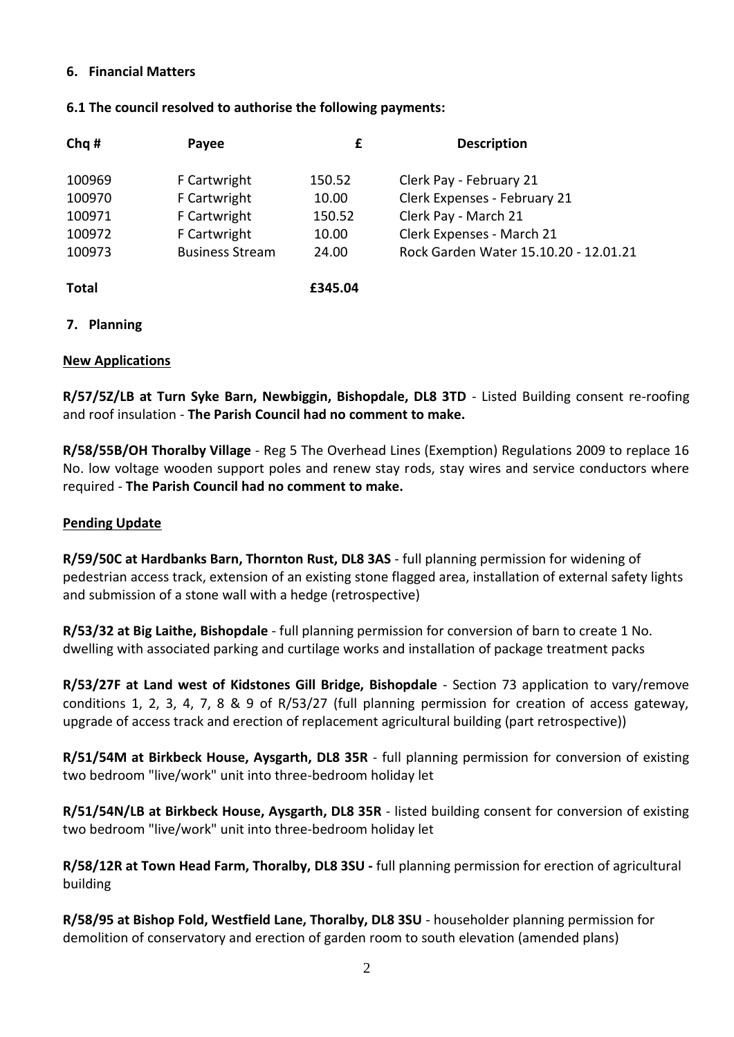## 6. Financial Matters

### 6.1 The council resolved to authorise the following payments:

| Chq # | Payee | £ | Description |
|---|---|---|---|
| 100969 | F Cartwright | 150.52 | Clerk Pay - February 21 |
| 100970 | F Cartwright | 10.00 | Clerk Expenses - February 21 |
| 100971 | F Cartwright | 150.52 | Clerk Pay - March 21 |
| 100972 | F Cartwright | 10.00 | Clerk Expenses - March 21 |
| 100973 | Business Stream | 24.00 | Rock Garden Water 15.10.20 - 12.01.21 |
| **Total** | | **£345.04** | |

## 7. Planning

**New Applications**

**R/57/5Z/LB at Turn Syke Barn, Newbiggin, Bishopdale, DL8 3TD** - Listed Building consent re-roofing and roof insulation - **The Parish Council had no comment to make.**

**R/58/55B/OH Thoralby Village** - Reg 5 The Overhead Lines (Exemption) Regulations 2009 to replace 16 No. low voltage wooden support poles and renew stay rods, stay wires and service conductors where required - **The Parish Council had no comment to make.**

**Pending Update**

**R/59/50C at Hardbanks Barn, Thornton Rust, DL8 3AS** - full planning permission for widening of pedestrian access track, extension of an existing stone flagged area, installation of external safety lights and submission of a stone wall with a hedge (retrospective)

**R/53/32 at Big Laithe, Bishopdale** - full planning permission for conversion of barn to create 1 No. dwelling with associated parking and curtilage works and installation of package treatment packs

**R/53/27F at Land west of Kidstones Gill Bridge, Bishopdale** - Section 73 application to vary/remove conditions 1, 2, 3, 4, 7, 8 & 9 of R/53/27 (full planning permission for creation of access gateway, upgrade of access track and erection of replacement agricultural building (part retrospective))

**R/51/54M at Birkbeck House, Aysgarth, DL8 35R** - full planning permission for conversion of existing two bedroom "live/work" unit into three-bedroom holiday let

**R/51/54N/LB at Birkbeck House, Aysgarth, DL8 35R** - listed building consent for conversion of existing two bedroom "live/work" unit into three-bedroom holiday let

**R/58/12R at Town Head Farm, Thoralby, DL8 3SU -** full planning permission for erection of agricultural building

**R/58/95 at Bishop Fold, Westfield Lane, Thoralby, DL8 3SU** - householder planning permission for demolition of conservatory and erection of garden room to south elevation (amended plans)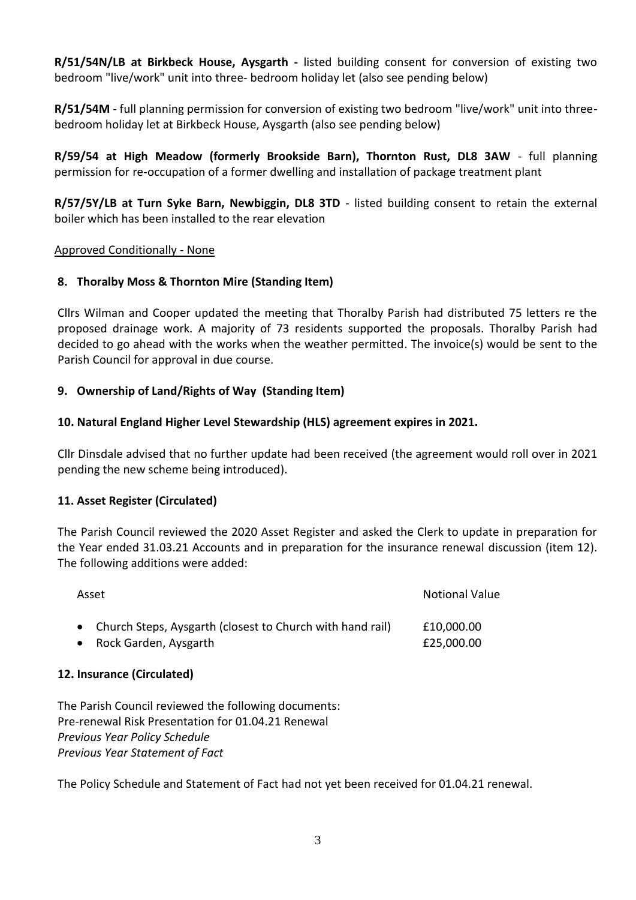**R/51/54N/LB at Birkbeck House, Aysgarth -** listed building consent for conversion of existing two bedroom "live/work" unit into three- bedroom holiday let (also see pending below)

**R/51/54M** - full planning permission for conversion of existing two bedroom "live/work" unit into three-bedroom holiday let at Birkbeck House, Aysgarth (also see pending below)

**R/59/54 at High Meadow (formerly Brookside Barn), Thornton Rust, DL8 3AW** - full planning permission for re-occupation of a former dwelling and installation of package treatment plant

**R/57/5Y/LB at Turn Syke Barn, Newbiggin, DL8 3TD** - listed building consent to retain the external boiler which has been installed to the rear elevation

Approved Conditionally - None

### 8. Thoralby Moss & Thornton Mire (Standing Item)

Cllrs Wilman and Cooper updated the meeting that Thoralby Parish had distributed 75 letters re the proposed drainage work. A majority of 73 residents supported the proposals. Thoralby Parish had decided to go ahead with the works when the weather permitted. The invoice(s) would be sent to the Parish Council for approval in due course.

### 9. Ownership of Land/Rights of Way (Standing Item)

### 10. Natural England Higher Level Stewardship (HLS) agreement expires in 2021.

Cllr Dinsdale advised that no further update had been received (the agreement would roll over in 2021 pending the new scheme being introduced).

### 11. Asset Register (Circulated)

The Parish Council reviewed the 2020 Asset Register and asked the Clerk to update in preparation for the Year ended 31.03.21 Accounts and in preparation for the insurance renewal discussion (item 12). The following additions were added:

| Asset | Notional Value |
|---|---|
| • Church Steps, Aysgarth (closest to Church with hand rail) | £10,000.00 |
| • Rock Garden, Aysgarth | £25,000.00 |

### 12. Insurance (Circulated)

The Parish Council reviewed the following documents:
Pre-renewal Risk Presentation for 01.04.21 Renewal
*Previous Year Policy Schedule*
*Previous Year Statement of Fact*

The Policy Schedule and Statement of Fact had not yet been received for 01.04.21 renewal.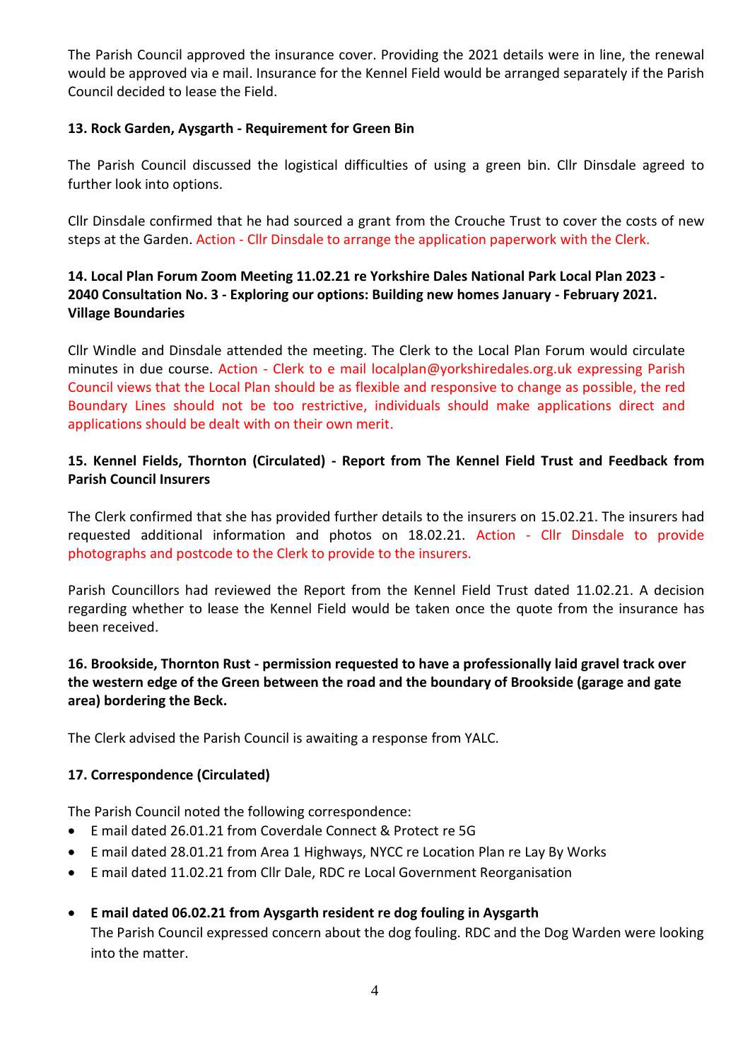The Parish Council approved the insurance cover. Providing the 2021 details were in line, the renewal would be approved via e mail. Insurance for the Kennel Field would be arranged separately if the Parish Council decided to lease the Field.

**13. Rock Garden, Aysgarth - Requirement for Green Bin**

The Parish Council discussed the logistical difficulties of using a green bin. Cllr Dinsdale agreed to further look into options.

Cllr Dinsdale confirmed that he had sourced a grant from the Crouche Trust to cover the costs of new steps at the Garden. Action - Cllr Dinsdale to arrange the application paperwork with the Clerk.

**14. Local Plan Forum Zoom Meeting 11.02.21 re Yorkshire Dales National Park Local Plan 2023 - 2040 Consultation No. 3 - Exploring our options: Building new homes January - February 2021. Village Boundaries**

Cllr Windle and Dinsdale attended the meeting. The Clerk to the Local Plan Forum would circulate minutes in due course. Action - Clerk to e mail localplan@yorkshiredales.org.uk expressing Parish Council views that the Local Plan should be as flexible and responsive to change as possible, the red Boundary Lines should not be too restrictive, individuals should make applications direct and applications should be dealt with on their own merit.

**15. Kennel Fields, Thornton (Circulated) - Report from The Kennel Field Trust and Feedback from Parish Council Insurers**

The Clerk confirmed that she has provided further details to the insurers on 15.02.21. The insurers had requested additional information and photos on 18.02.21. Action - Cllr Dinsdale to provide photographs and postcode to the Clerk to provide to the insurers.

Parish Councillors had reviewed the Report from the Kennel Field Trust dated 11.02.21. A decision regarding whether to lease the Kennel Field would be taken once the quote from the insurance has been received.

**16. Brookside, Thornton Rust - permission requested to have a professionally laid gravel track over the western edge of the Green between the road and the boundary of Brookside (garage and gate area) bordering the Beck.**

The Clerk advised the Parish Council is awaiting a response from YALC.

**17. Correspondence (Circulated)**

The Parish Council noted the following correspondence:

- E mail dated 26.01.21 from Coverdale Connect & Protect re 5G
- E mail dated 28.01.21 from Area 1 Highways, NYCC re Location Plan re Lay By Works
- E mail dated 11.02.21 from Cllr Dale, RDC re Local Government Reorganisation

- **E mail dated 06.02.21 from Aysgarth resident re dog fouling in Aysgarth**
  The Parish Council expressed concern about the dog fouling. RDC and the Dog Warden were looking into the matter.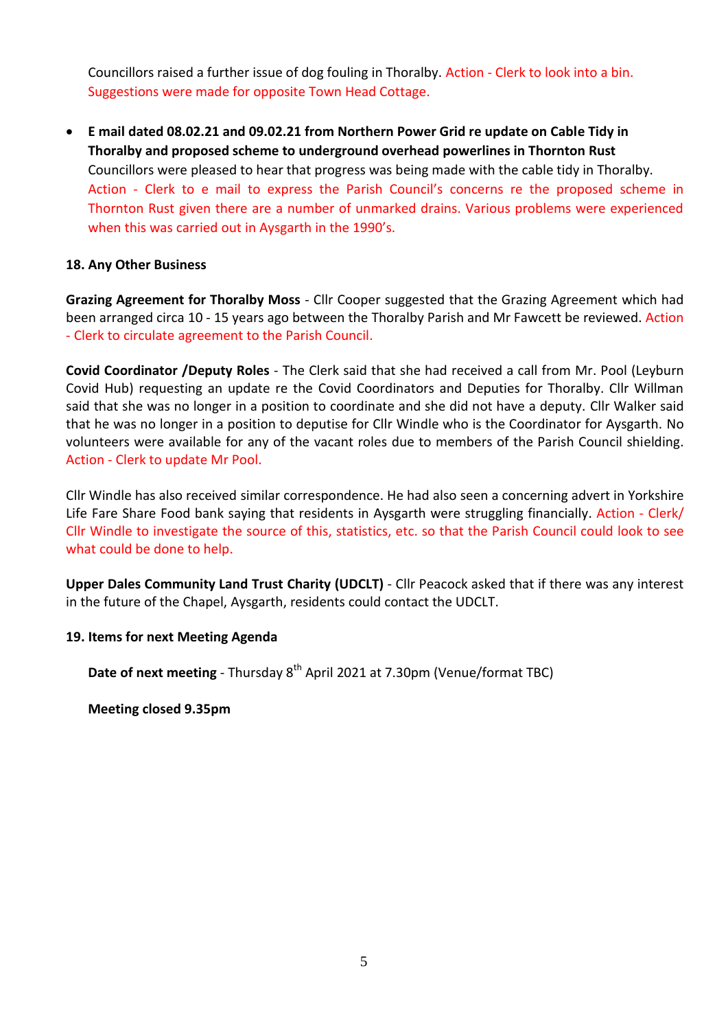Councillors raised a further issue of dog fouling in Thoralby. Action - Clerk to look into a bin. Suggestions were made for opposite Town Head Cottage.

- **E mail dated 08.02.21 and 09.02.21 from Northern Power Grid re update on Cable Tidy in Thoralby and proposed scheme to underground overhead powerlines in Thornton Rust**
  Councillors were pleased to hear that progress was being made with the cable tidy in Thoralby. Action - Clerk to e mail to express the Parish Council's concerns re the proposed scheme in Thornton Rust given there are a number of unmarked drains. Various problems were experienced when this was carried out in Aysgarth in the 1990's.

## 18. Any Other Business

**Grazing Agreement for Thoralby Moss** - Cllr Cooper suggested that the Grazing Agreement which had been arranged circa 10 - 15 years ago between the Thoralby Parish and Mr Fawcett be reviewed. Action - Clerk to circulate agreement to the Parish Council.

**Covid Coordinator /Deputy Roles** - The Clerk said that she had received a call from Mr. Pool (Leyburn Covid Hub) requesting an update re the Covid Coordinators and Deputies for Thoralby. Cllr Willman said that she was no longer in a position to coordinate and she did not have a deputy. Cllr Walker said that he was no longer in a position to deputise for Cllr Windle who is the Coordinator for Aysgarth. No volunteers were available for any of the vacant roles due to members of the Parish Council shielding. Action - Clerk to update Mr Pool.

Cllr Windle has also received similar correspondence. He had also seen a concerning advert in Yorkshire Life Fare Share Food bank saying that residents in Aysgarth were struggling financially. Action - Clerk/ Cllr Windle to investigate the source of this, statistics, etc. so that the Parish Council could look to see what could be done to help.

**Upper Dales Community Land Trust Charity (UDCLT)** - Cllr Peacock asked that if there was any interest in the future of the Chapel, Aysgarth, residents could contact the UDCLT.

## 19. Items for next Meeting Agenda

**Date of next meeting** - Thursday 8th April 2021 at 7.30pm (Venue/format TBC)

**Meeting closed 9.35pm**